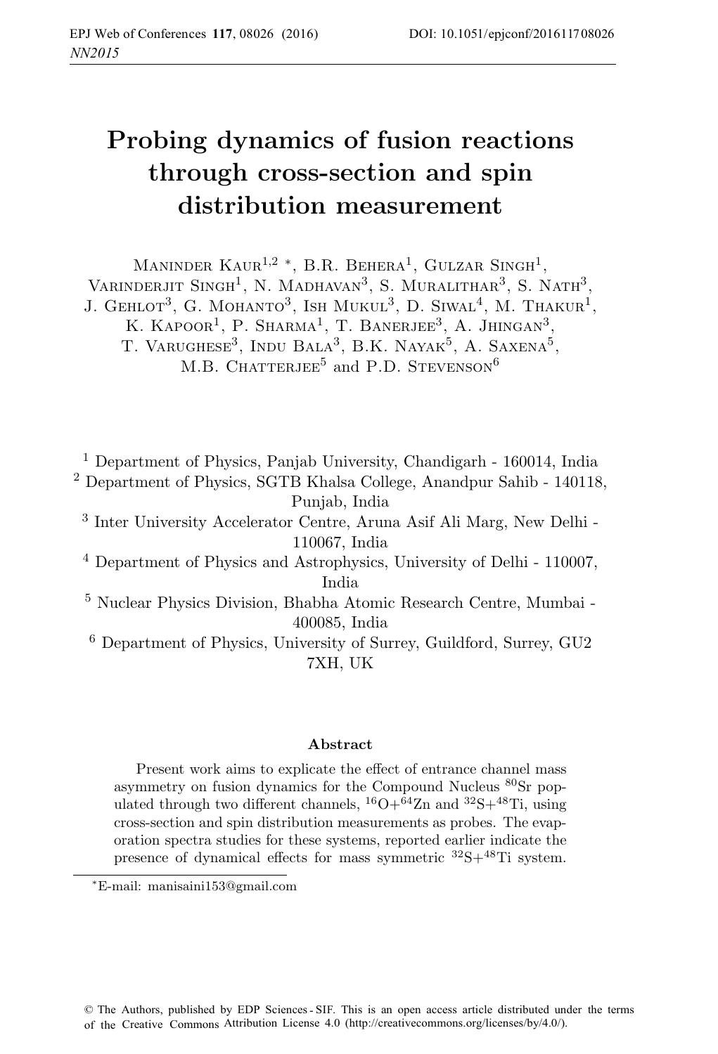# Probing dynamics of fusion reactions through cross-section and spin distribution measurement

Maninder Kaur[1,2] *, B.R. Behera[1], Gulzar Singh[1], Varinderjit Singh[1], N. Madhavan[3], S. Muralithar[3], S. Nath[3], J. Gehlot[3], G. Mohanto[3], Ish Mukul[3], D. Siwal[4], M. Thakur[1], K. Kapoor[1], P. Sharma[1], T. Banerjee[3], A. Jhingan[3], T. Varughese[3], Indu Bala[3], B.K. Nayak[5], A. Saxena[5], M.B. Chatterjee[5] and P.D. Stevenson[6]

[1] Department of Physics, Panjab University, Chandigarh - 160014, India
[2] Department of Physics, SGTB Khalsa College, Anandpur Sahib - 140118, Punjab, India
[3] Inter University Accelerator Centre, Aruna Asif Ali Marg, New Delhi - 110067, India
[4] Department of Physics and Astrophysics, University of Delhi - 110007, India
[5] Nuclear Physics Division, Bhabha Atomic Research Centre, Mumbai - 400085, India
[6] Department of Physics, University of Surrey, Guildford, Surrey, GU2 7XH, UK

## Abstract

Present work aims to explicate the effect of entrance channel mass asymmetry on fusion dynamics for the Compound Nucleus $^{80}$Sr populated through two different channels, $^{16}$O+$^{64}$Zn and $^{32}$S+$^{48}$Ti, using cross-section and spin distribution measurements as probes. The evaporation spectra studies for these systems, reported earlier indicate the presence of dynamical effects for mass symmetric $^{32}$S+$^{48}$Ti system.

*E-mail: manisaini153@gmail.com

© The Authors, published by EDP Sciences - SIF. This is an open access article distributed under the terms of the Creative Commons Attribution License 4.0 (http://creativecommons.org/licenses/by/4.0/).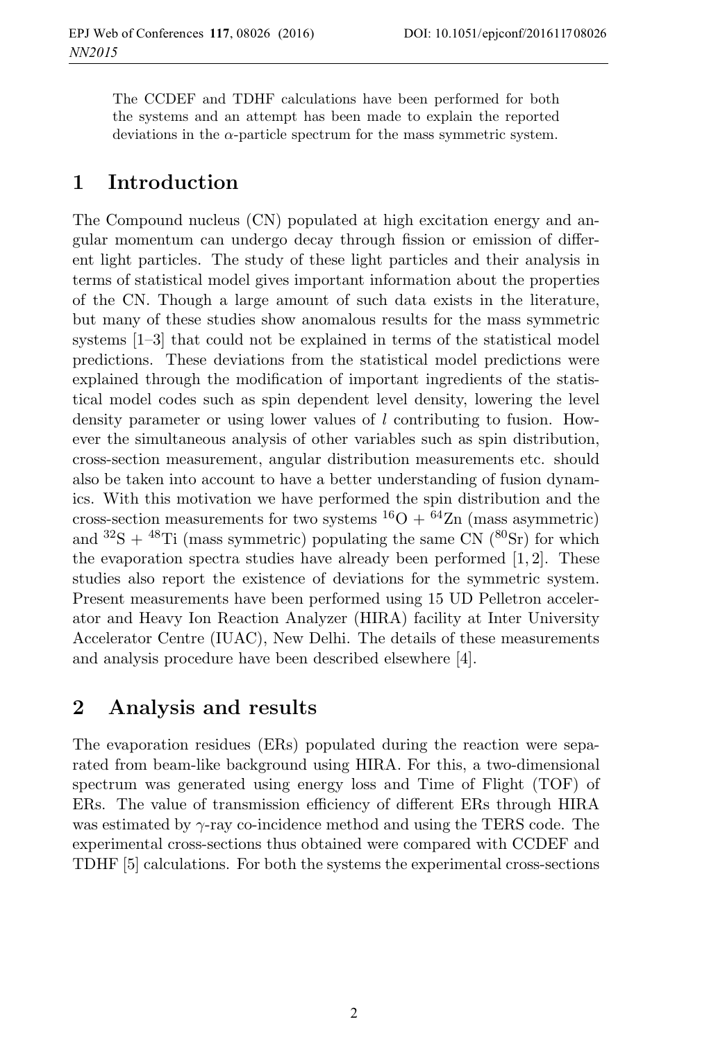The CCDEF and TDHF calculations have been performed for both the systems and an attempt has been made to explain the reported deviations in the $\alpha$-particle spectrum for the mass symmetric system.

# 1 Introduction

The Compound nucleus (CN) populated at high excitation energy and angular momentum can undergo decay through fission or emission of different light particles. The study of these light particles and their analysis in terms of statistical model gives important information about the properties of the CN. Though a large amount of such data exists in the literature, but many of these studies show anomalous results for the mass symmetric systems [1–3] that could not be explained in terms of the statistical model predictions. These deviations from the statistical model predictions were explained through the modification of important ingredients of the statistical model codes such as spin dependent level density, lowering the level density parameter or using lower values of $l$ contributing to fusion. However the simultaneous analysis of other variables such as spin distribution, cross-section measurement, angular distribution measurements etc. should also be taken into account to have a better understanding of fusion dynamics. With this motivation we have performed the spin distribution and the cross-section measurements for two systems $^{16}$O + $^{64}$Zn (mass asymmetric) and $^{32}$S + $^{48}$Ti (mass symmetric) populating the same CN ($^{80}$Sr) for which the evaporation spectra studies have already been performed [1, 2]. These studies also report the existence of deviations for the symmetric system. Present measurements have been performed using 15 UD Pelletron accelerator and Heavy Ion Reaction Analyzer (HIRA) facility at Inter University Accelerator Centre (IUAC), New Delhi. The details of these measurements and analysis procedure have been described elsewhere [4].

# 2 Analysis and results

The evaporation residues (ERs) populated during the reaction were separated from beam-like background using HIRA. For this, a two-dimensional spectrum was generated using energy loss and Time of Flight (TOF) of ERs. The value of transmission efficiency of different ERs through HIRA was estimated by $\gamma$-ray co-incidence method and using the TERS code. The experimental cross-sections thus obtained were compared with CCDEF and TDHF [5] calculations. For both the systems the experimental cross-sections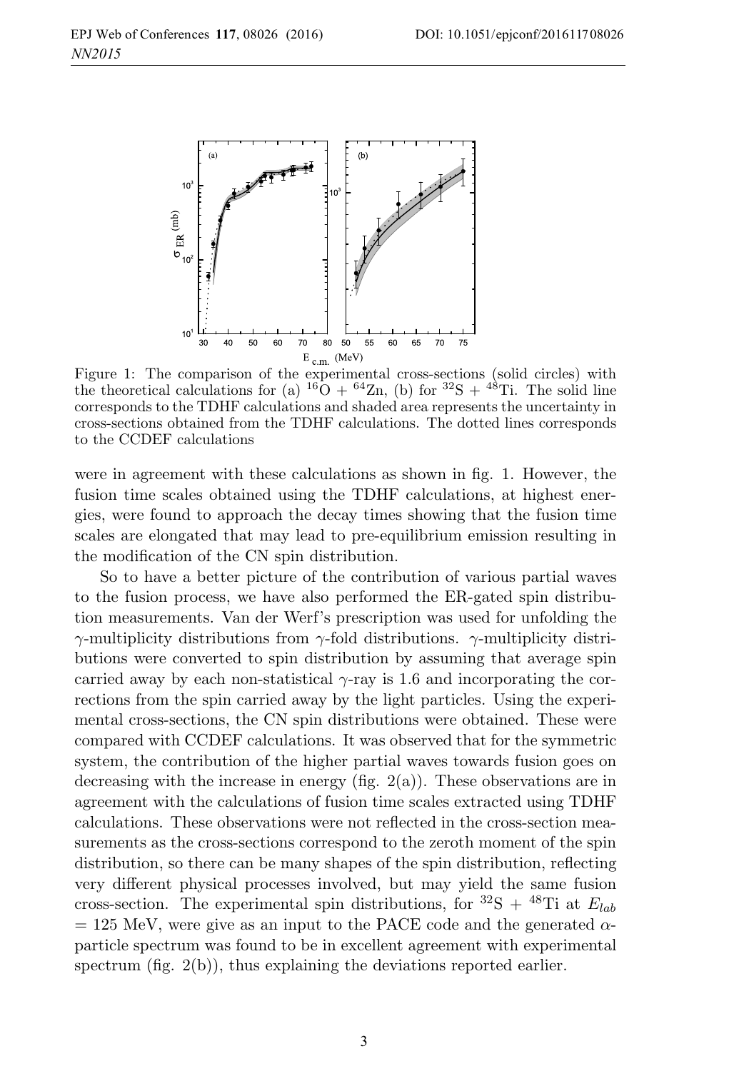Figure 1: The comparison of the experimental cross-sections (solid circles) with the theoretical calculations for (a) $^{16}$O + $^{64}$Zn, (b) for $^{32}$S + $^{48}$Ti. The solid line corresponds to the TDHF calculations and shaded area represents the uncertainty in cross-sections obtained from the TDHF calculations. The dotted lines corresponds to the CCDEF calculations

were in agreement with these calculations as shown in fig. 1. However, the fusion time scales obtained using the TDHF calculations, at highest energies, were found to approach the decay times showing that the fusion time scales are elongated that may lead to pre-equilibrium emission resulting in the modification of the CN spin distribution.

So to have a better picture of the contribution of various partial waves to the fusion process, we have also performed the ER-gated spin distribution measurements. Van der Werf's prescription was used for unfolding the $\gamma$-multiplicity distributions from $\gamma$-fold distributions. $\gamma$-multiplicity distributions were converted to spin distribution by assuming that average spin carried away by each non-statistical $\gamma$-ray is 1.6 and incorporating the corrections from the spin carried away by the light particles. Using the experimental cross-sections, the CN spin distributions were obtained. These were compared with CCDEF calculations. It was observed that for the symmetric system, the contribution of the higher partial waves towards fusion goes on decreasing with the increase in energy (fig. 2(a)). These observations are in agreement with the calculations of fusion time scales extracted using TDHF calculations. These observations were not reflected in the cross-section measurements as the cross-sections correspond to the zeroth moment of the spin distribution, so there can be many shapes of the spin distribution, reflecting very different physical processes involved, but may yield the same fusion cross-section. The experimental spin distributions, for $^{32}$S + $^{48}$Ti at $E_{lab}$ = 125 MeV, were give as an input to the PACE code and the generated $\alpha$-particle spectrum was found to be in excellent agreement with experimental spectrum (fig. 2(b)), thus explaining the deviations reported earlier.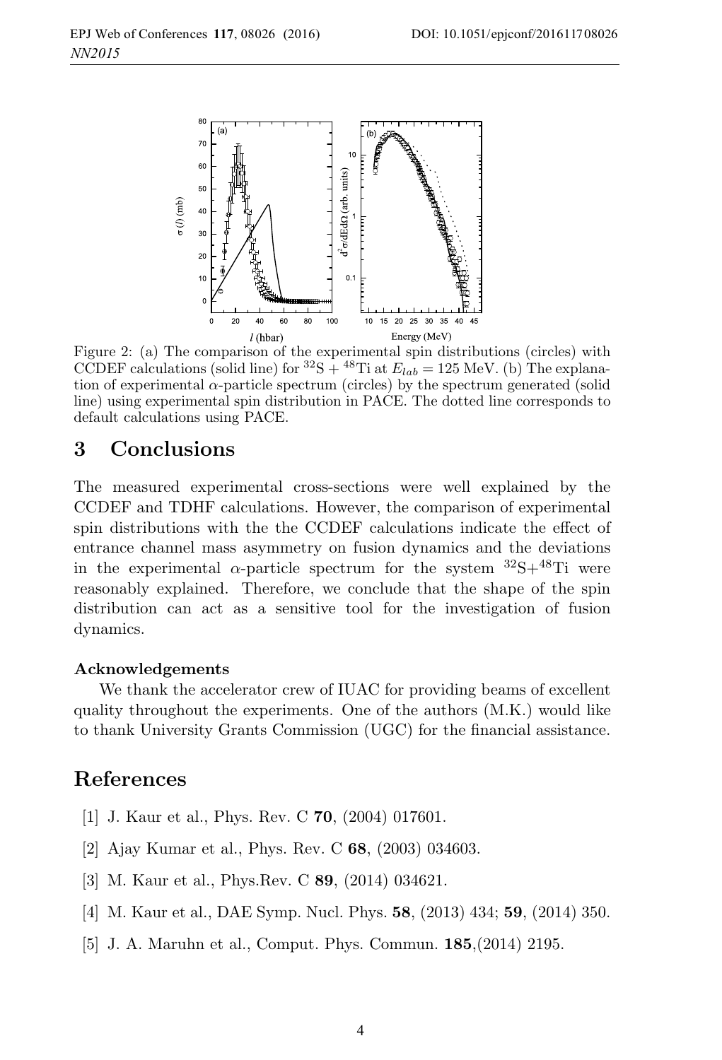(a)

σ (l) (mb)

80
70
60
50
40
30
20
10
0

0 20 40 60 80 100

l (hbar)

(b)

$d^2\sigma/dEd\Omega$ (arb. units)

10
1
0.1

10 15 20 25 30 35 40 45

Energy (MeV)

Figure 2: (a) The comparison of the experimental spin distributions (circles) with CCDEF calculations (solid line) for $^{32}$S + $^{48}$Ti at $E_{lab} = 125$ MeV. (b) The explanation of experimental $\alpha$-particle spectrum (circles) by the spectrum generated (solid line) using experimental spin distribution in PACE. The dotted line corresponds to default calculations using PACE.

# 3 Conclusions

The measured experimental cross-sections were well explained by the CCDEF and TDHF calculations. However, the comparison of experimental spin distributions with the the CCDEF calculations indicate the effect of entrance channel mass asymmetry on fusion dynamics and the deviations in the experimental $\alpha$-particle spectrum for the system $^{32}$S+$^{48}$Ti were reasonably explained. Therefore, we conclude that the shape of the spin distribution can act as a sensitive tool for the investigation of fusion dynamics.

### Acknowledgements

We thank the accelerator crew of IUAC for providing beams of excellent quality throughout the experiments. One of the authors (M.K.) would like to thank University Grants Commission (UGC) for the financial assistance.

# References

[1] J. Kaur et al., Phys. Rev. C **70**, (2004) 017601.

[2] Ajay Kumar et al., Phys. Rev. C **68**, (2003) 034603.

[3] M. Kaur et al., Phys.Rev. C **89**, (2014) 034621.

[4] M. Kaur et al., DAE Symp. Nucl. Phys. **58**, (2013) 434; **59**, (2014) 350.

[5] J. A. Maruhn et al., Comput. Phys. Commun. **185**,(2014) 2195.